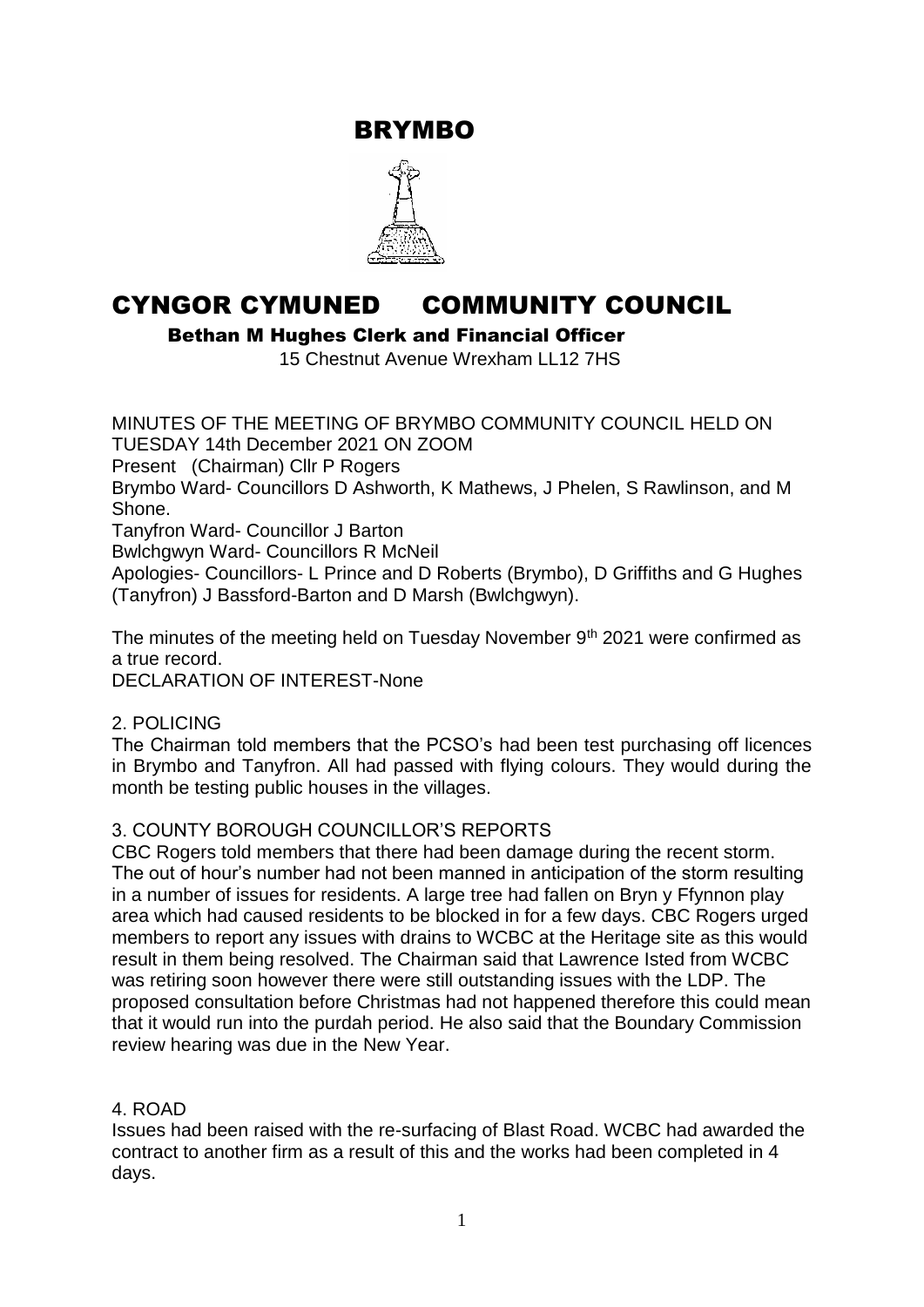# BRYMBO

# CYNGOR CYMUNED COMMUNITY COUNCIL

**Bethan M Hughes Clerk and Financial Officer**

15 Chestnut Avenue Wrexham LL12 7HS

MINUTES OF THE MEETING OF BRYMBO COMMUNITY COUNCIL HELD ON TUESDAY 14th December 2021 ON ZOOM

Present (Chairman) Cllr P Rogers

Brymbo Ward- Councillors D Ashworth, K Mathews, J Phelen, S Rawlinson, and M Shone.

Tanyfron Ward- Councillor J Barton

Bwlchgwyn Ward- Councillors R McNeil

Apologies- Councillors- L Prince and D Roberts (Brymbo), D Griffiths and G Hughes (Tanyfron) J Bassford-Barton and D Marsh (Bwlchgwyn).

The minutes of the meeting held on Tuesday November 9th 2021 were confirmed as a true record.

DECLARATION OF INTEREST-None

2. POLICING

The Chairman told members that the PCSO's had been test purchasing off licences in Brymbo and Tanyfron. All had passed with flying colours. They would during the month be testing public houses in the villages.

3. COUNTY BOROUGH COUNCILLOR'S REPORTS

CBC Rogers told members that there had been damage during the recent storm. The out of hour's number had not been manned in anticipation of the storm resulting in a number of issues for residents. A large tree had fallen on Bryn y Ffynnon play area which had caused residents to be blocked in for a few days. CBC Rogers urged members to report any issues with drains to WCBC at the Heritage site as this would result in them being resolved. The Chairman said that Lawrence Isted from WCBC was retiring soon however there were still outstanding issues with the LDP. The proposed consultation before Christmas had not happened therefore this could mean that it would run into the purdah period. He also said that the Boundary Commission review hearing was due in the New Year.

4. ROAD

Issues had been raised with the re-surfacing of Blast Road. WCBC had awarded the contract to another firm as a result of this and the works had been completed in 4 days.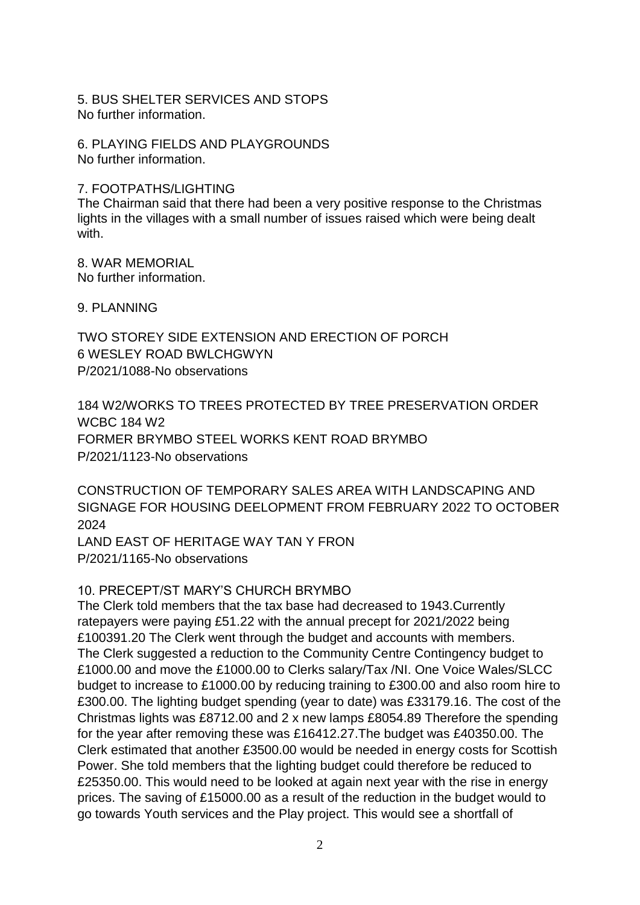5. BUS SHELTER SERVICES AND STOPS
No further information.

6. PLAYING FIELDS AND PLAYGROUNDS
No further information.

7. FOOTPATHS/LIGHTING
The Chairman said that there had been a very positive response to the Christmas lights in the villages with a small number of issues raised which were being dealt with.

8. WAR MEMORIAL
No further information.

9. PLANNING

TWO STOREY SIDE EXTENSION AND ERECTION OF PORCH
6 WESLEY ROAD BWLCHGWYN
P/2021/1088-No observations

184 W2/WORKS TO TREES PROTECTED BY TREE PRESERVATION ORDER
WCBC 184 W2
FORMER BRYMBO STEEL WORKS KENT ROAD BRYMBO
P/2021/1123-No observations

CONSTRUCTION OF TEMPORARY SALES AREA WITH LANDSCAPING AND SIGNAGE FOR HOUSING DEELOPMENT FROM FEBRUARY 2022 TO OCTOBER 2024
LAND EAST OF HERITAGE WAY TAN Y FRON
P/2021/1165-No observations

10. PRECEPT/ST MARY'S CHURCH BRYMBO
The Clerk told members that the tax base had decreased to 1943.Currently ratepayers were paying £51.22 with the annual precept for 2021/2022 being £100391.20 The Clerk went through the budget and accounts with members. The Clerk suggested a reduction to the Community Centre Contingency budget to £1000.00 and move the £1000.00 to Clerks salary/Tax /NI. One Voice Wales/SLCC budget to increase to £1000.00 by reducing training to £300.00 and also room hire to £300.00. The lighting budget spending (year to date) was £33179.16. The cost of the Christmas lights was £8712.00 and 2 x new lamps £8054.89 Therefore the spending for the year after removing these was £16412.27.The budget was £40350.00. The Clerk estimated that another £3500.00 would be needed in energy costs for Scottish Power. She told members that the lighting budget could therefore be reduced to £25350.00. This would need to be looked at again next year with the rise in energy prices. The saving of £15000.00 as a result of the reduction in the budget would to go towards Youth services and the Play project. This would see a shortfall of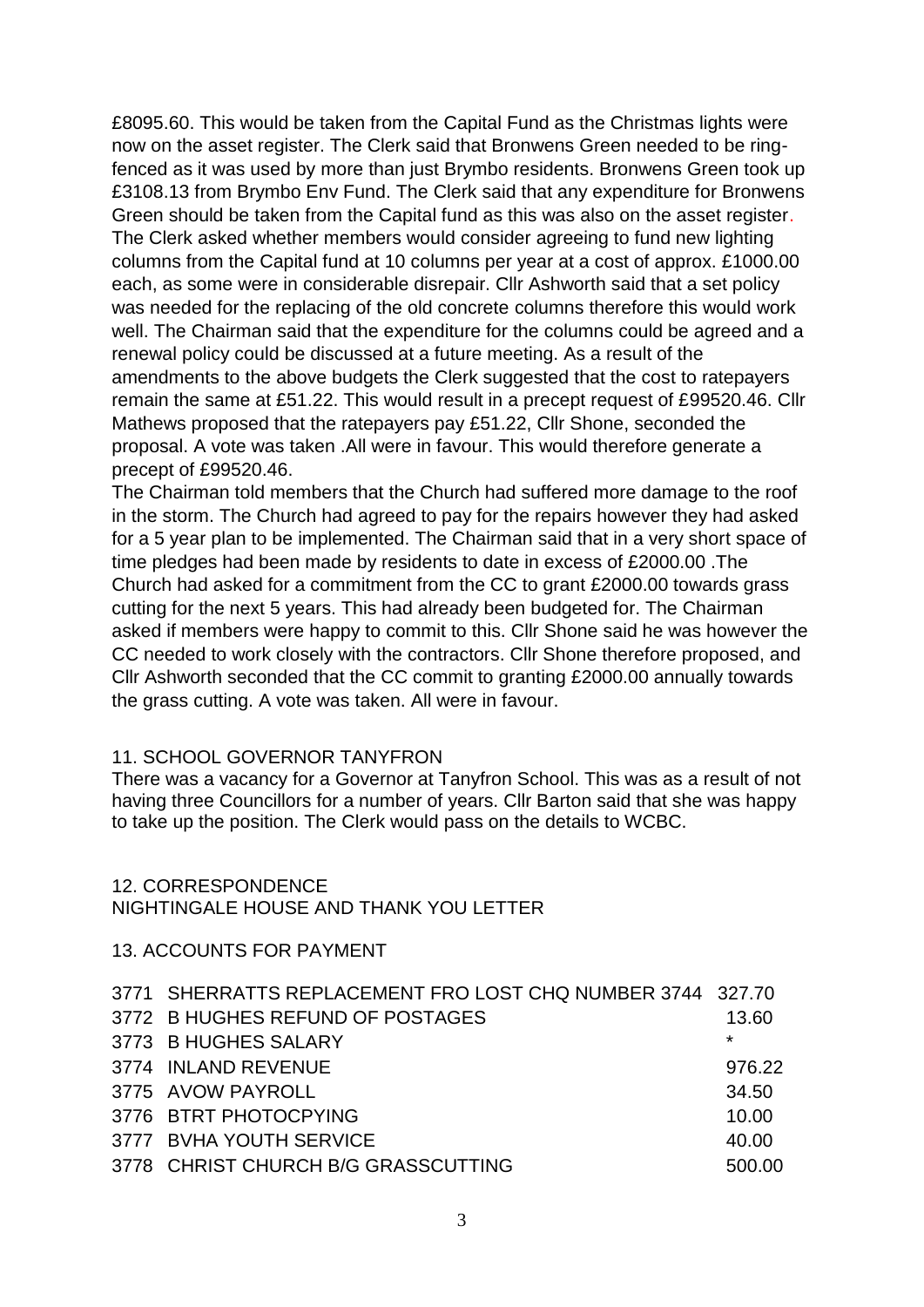£8095.60. This would be taken from the Capital Fund as the Christmas lights were now on the asset register. The Clerk said that Bronwens Green needed to be ring-fenced as it was used by more than just Brymbo residents. Bronwens Green took up £3108.13 from Brymbo Env Fund. The Clerk said that any expenditure for Bronwens Green should be taken from the Capital fund as this was also on the asset register. The Clerk asked whether members would consider agreeing to fund new lighting columns from the Capital fund at 10 columns per year at a cost of approx. £1000.00 each, as some were in considerable disrepair. Cllr Ashworth said that a set policy was needed for the replacing of the old concrete columns therefore this would work well. The Chairman said that the expenditure for the columns could be agreed and a renewal policy could be discussed at a future meeting. As a result of the amendments to the above budgets the Clerk suggested that the cost to ratepayers remain the same at £51.22. This would result in a precept request of £99520.46. Cllr Mathews proposed that the ratepayers pay £51.22, Cllr Shone, seconded the proposal. A vote was taken .All were in favour. This would therefore generate a precept of £99520.46.

The Chairman told members that the Church had suffered more damage to the roof in the storm. The Church had agreed to pay for the repairs however they had asked for a 5 year plan to be implemented. The Chairman said that in a very short space of time pledges had been made by residents to date in excess of £2000.00 .The Church had asked for a commitment from the CC to grant £2000.00 towards grass cutting for the next 5 years. This had already been budgeted for. The Chairman asked if members were happy to commit to this. Cllr Shone said he was however the CC needed to work closely with the contractors. Cllr Shone therefore proposed, and Cllr Ashworth seconded that the CC commit to granting £2000.00 annually towards the grass cutting. A vote was taken. All were in favour.

## 11. SCHOOL GOVERNOR TANYFRON

There was a vacancy for a Governor at Tanyfron School. This was as a result of not having three Councillors for a number of years. Cllr Barton said that she was happy to take up the position. The Clerk would pass on the details to WCBC.

## 12. CORRESPONDENCE

NIGHTINGALE HOUSE AND THANK YOU LETTER

## 13. ACCOUNTS FOR PAYMENT

| | | |
|---|---|---|
| 3771 | SHERRATTS REPLACEMENT FRO LOST CHQ NUMBER 3744 | 327.70 |
| 3772 | B HUGHES REFUND OF POSTAGES | 13.60 |
| 3773 | B HUGHES SALARY | * |
| 3774 | INLAND REVENUE | 976.22 |
| 3775 | AVOW PAYROLL | 34.50 |
| 3776 | BTRT PHOTOCPYING | 10.00 |
| 3777 | BVHA YOUTH SERVICE | 40.00 |
| 3778 | CHRIST CHURCH B/G GRASSCUTTING | 500.00 |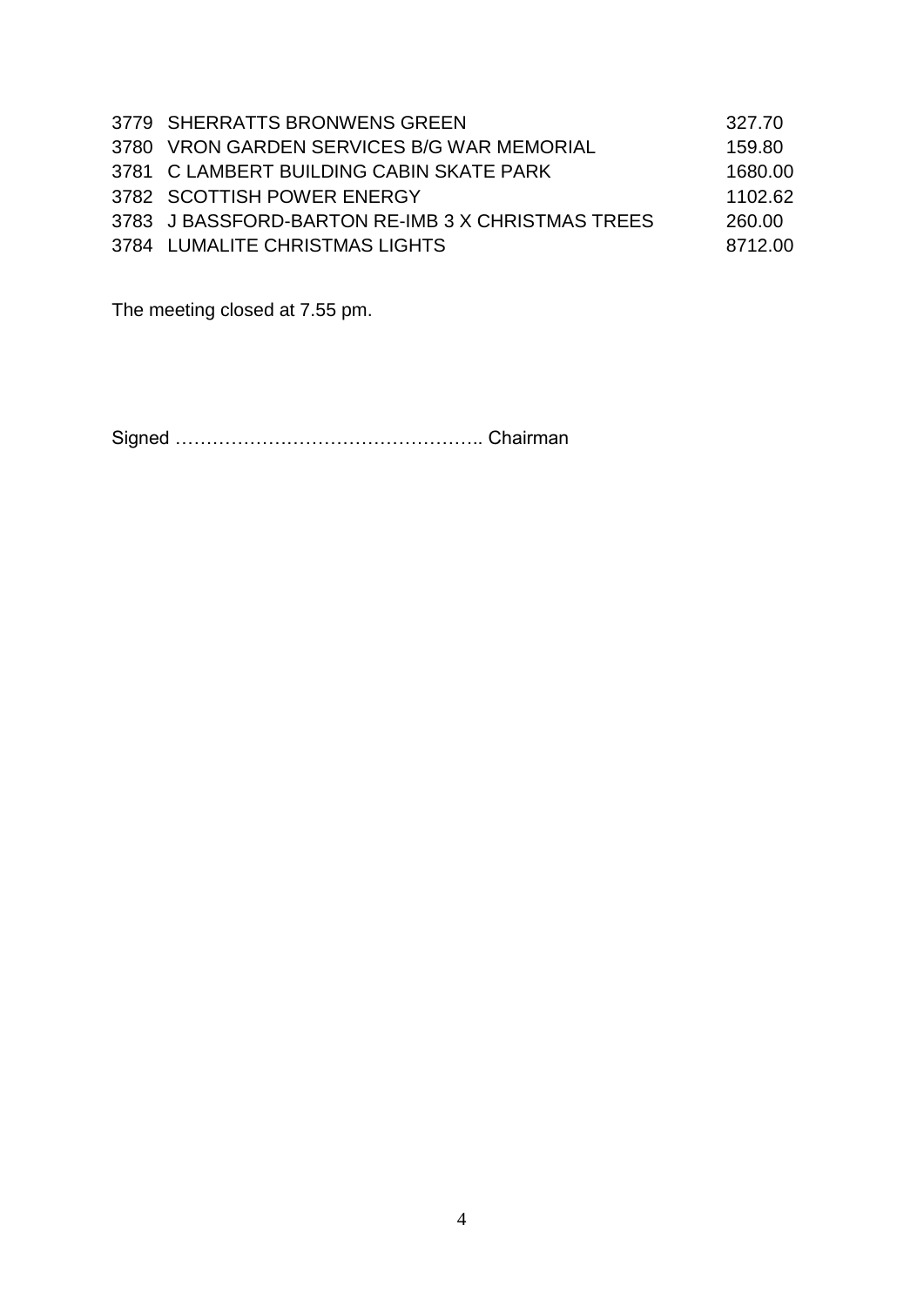| | | |
|---|---|---|
| 3779 | SHERRATTS BRONWENS GREEN | 327.70 |
| 3780 | VRON GARDEN SERVICES B/G WAR MEMORIAL | 159.80 |
| 3781 | C LAMBERT BUILDING CABIN SKATE PARK | 1680.00 |
| 3782 | SCOTTISH POWER ENERGY | 1102.62 |
| 3783 | J BASSFORD-BARTON RE-IMB 3 X CHRISTMAS TREES | 260.00 |
| 3784 | LUMALITE CHRISTMAS LIGHTS | 8712.00 |

The meeting closed at 7.55 pm.

Signed ………………………………………….. Chairman